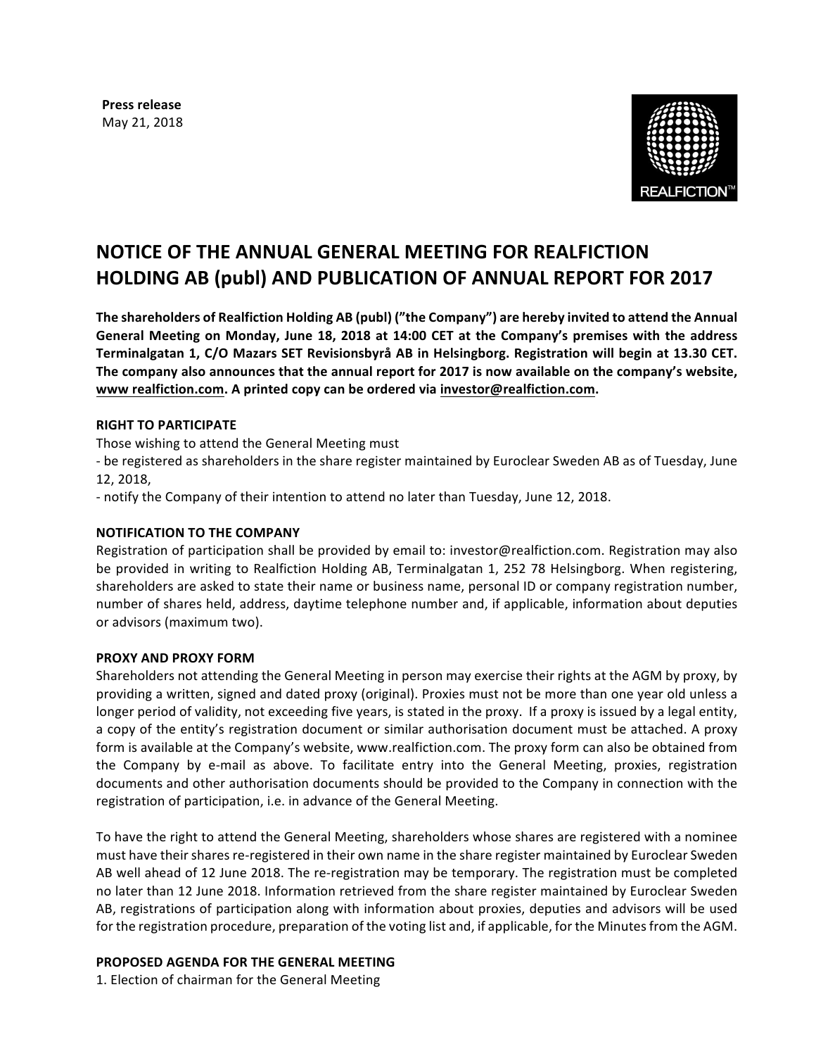**Press release**
May 21, 2018

# NOTICE OF THE ANNUAL GENERAL MEETING FOR REALFICTION HOLDING AB (publ) AND PUBLICATION OF ANNUAL REPORT FOR 2017

**The shareholders of Realfiction Holding AB (publ) ("the Company") are hereby invited to attend the Annual General Meeting on Monday, June 18, 2018 at 14:00 CET at the Company's premises with the address Terminalgatan 1, C/O Mazars SET Revisionsbyrå AB in Helsingborg. Registration will begin at 13.30 CET. The company also announces that the annual report for 2017 is now available on the company's website, www realfiction.com. A printed copy can be ordered via investor@realfiction.com.**

**RIGHT TO PARTICIPATE**

Those wishing to attend the General Meeting must

- be registered as shareholders in the share register maintained by Euroclear Sweden AB as of Tuesday, June 12, 2018,
- notify the Company of their intention to attend no later than Tuesday, June 12, 2018.

**NOTIFICATION TO THE COMPANY**

Registration of participation shall be provided by email to: investor@realfiction.com. Registration may also be provided in writing to Realfiction Holding AB, Terminalgatan 1, 252 78 Helsingborg. When registering, shareholders are asked to state their name or business name, personal ID or company registration number, number of shares held, address, daytime telephone number and, if applicable, information about deputies or advisors (maximum two).

**PROXY AND PROXY FORM**

Shareholders not attending the General Meeting in person may exercise their rights at the AGM by proxy, by providing a written, signed and dated proxy (original). Proxies must not be more than one year old unless a longer period of validity, not exceeding five years, is stated in the proxy. If a proxy is issued by a legal entity, a copy of the entity's registration document or similar authorisation document must be attached. A proxy form is available at the Company's website, www.realfiction.com. The proxy form can also be obtained from the Company by e-mail as above. To facilitate entry into the General Meeting, proxies, registration documents and other authorisation documents should be provided to the Company in connection with the registration of participation, i.e. in advance of the General Meeting.

To have the right to attend the General Meeting, shareholders whose shares are registered with a nominee must have their shares re-registered in their own name in the share register maintained by Euroclear Sweden AB well ahead of 12 June 2018. The re-registration may be temporary. The registration must be completed no later than 12 June 2018. Information retrieved from the share register maintained by Euroclear Sweden AB, registrations of participation along with information about proxies, deputies and advisors will be used for the registration procedure, preparation of the voting list and, if applicable, for the Minutes from the AGM.

**PROPOSED AGENDA FOR THE GENERAL MEETING**

1. Election of chairman for the General Meeting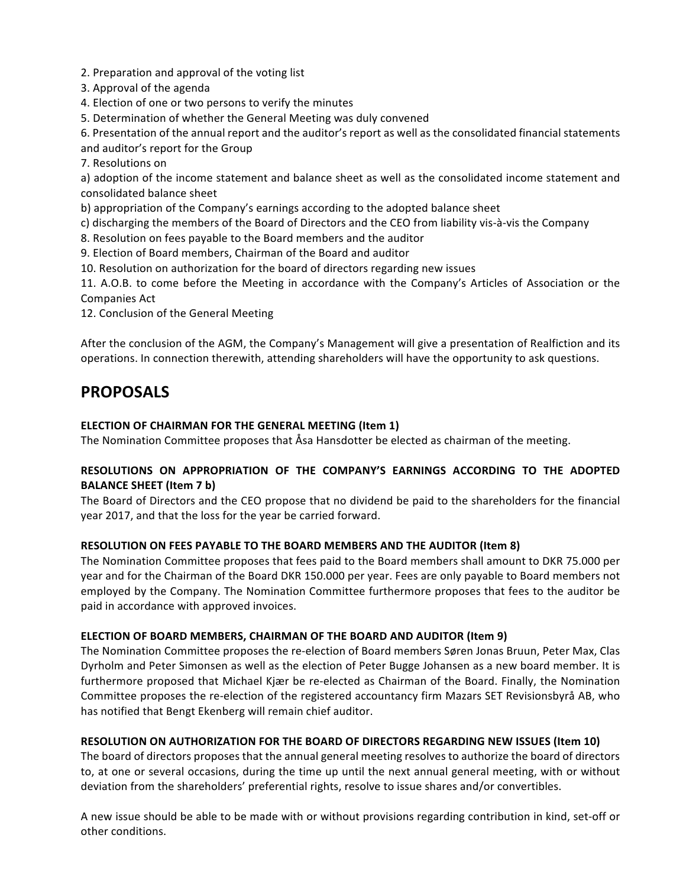2. Preparation and approval of the voting list
3. Approval of the agenda
4. Election of one or two persons to verify the minutes
5. Determination of whether the General Meeting was duly convened
6. Presentation of the annual report and the auditor's report as well as the consolidated financial statements and auditor's report for the Group
7. Resolutions on

a) adoption of the income statement and balance sheet as well as the consolidated income statement and consolidated balance sheet
b) appropriation of the Company's earnings according to the adopted balance sheet
c) discharging the members of the Board of Directors and the CEO from liability vis-à-vis the Company

8. Resolution on fees payable to the Board members and the auditor
9. Election of Board members, Chairman of the Board and auditor
10. Resolution on authorization for the board of directors regarding new issues
11. A.O.B. to come before the Meeting in accordance with the Company's Articles of Association or the Companies Act
12. Conclusion of the General Meeting

After the conclusion of the AGM, the Company's Management will give a presentation of Realfiction and its operations. In connection therewith, attending shareholders will have the opportunity to ask questions.

## PROPOSALS

**ELECTION OF CHAIRMAN FOR THE GENERAL MEETING (Item 1)**

The Nomination Committee proposes that Åsa Hansdotter be elected as chairman of the meeting.

**RESOLUTIONS ON APPROPRIATION OF THE COMPANY'S EARNINGS ACCORDING TO THE ADOPTED BALANCE SHEET (Item 7 b)**

The Board of Directors and the CEO propose that no dividend be paid to the shareholders for the financial year 2017, and that the loss for the year be carried forward.

**RESOLUTION ON FEES PAYABLE TO THE BOARD MEMBERS AND THE AUDITOR (Item 8)**

The Nomination Committee proposes that fees paid to the Board members shall amount to DKR 75.000 per year and for the Chairman of the Board DKR 150.000 per year. Fees are only payable to Board members not employed by the Company. The Nomination Committee furthermore proposes that fees to the auditor be paid in accordance with approved invoices.

**ELECTION OF BOARD MEMBERS, CHAIRMAN OF THE BOARD AND AUDITOR (Item 9)**

The Nomination Committee proposes the re-election of Board members Søren Jonas Bruun, Peter Max, Clas Dyrholm and Peter Simonsen as well as the election of Peter Bugge Johansen as a new board member. It is furthermore proposed that Michael Kjær be re-elected as Chairman of the Board. Finally, the Nomination Committee proposes the re-election of the registered accountancy firm Mazars SET Revisionsbyrå AB, who has notified that Bengt Ekenberg will remain chief auditor.

**RESOLUTION ON AUTHORIZATION FOR THE BOARD OF DIRECTORS REGARDING NEW ISSUES (Item 10)**

The board of directors proposes that the annual general meeting resolves to authorize the board of directors to, at one or several occasions, during the time up until the next annual general meeting, with or without deviation from the shareholders' preferential rights, resolve to issue shares and/or convertibles.

A new issue should be able to be made with or without provisions regarding contribution in kind, set-off or other conditions.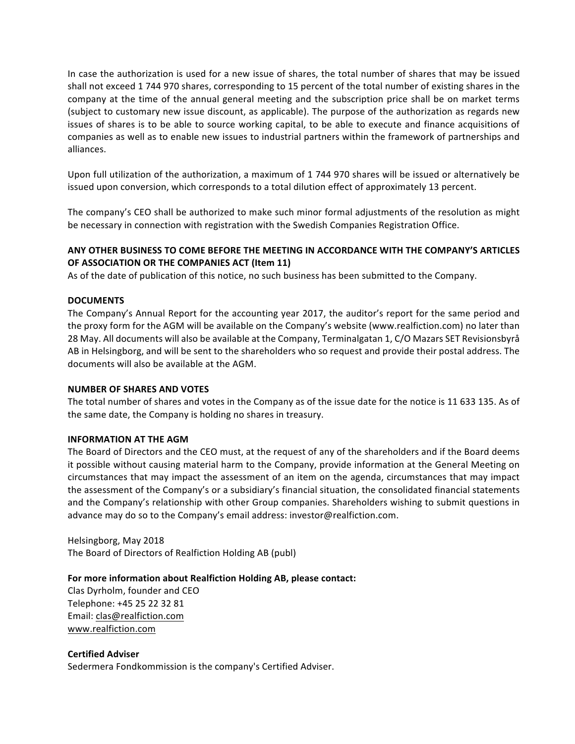In case the authorization is used for a new issue of shares, the total number of shares that may be issued shall not exceed 1 744 970 shares, corresponding to 15 percent of the total number of existing shares in the company at the time of the annual general meeting and the subscription price shall be on market terms (subject to customary new issue discount, as applicable). The purpose of the authorization as regards new issues of shares is to be able to source working capital, to be able to execute and finance acquisitions of companies as well as to enable new issues to industrial partners within the framework of partnerships and alliances.

Upon full utilization of the authorization, a maximum of 1 744 970 shares will be issued or alternatively be issued upon conversion, which corresponds to a total dilution effect of approximately 13 percent.

The company's CEO shall be authorized to make such minor formal adjustments of the resolution as might be necessary in connection with registration with the Swedish Companies Registration Office.

**ANY OTHER BUSINESS TO COME BEFORE THE MEETING IN ACCORDANCE WITH THE COMPANY'S ARTICLES OF ASSOCIATION OR THE COMPANIES ACT (Item 11)**

As of the date of publication of this notice, no such business has been submitted to the Company.

**DOCUMENTS**

The Company's Annual Report for the accounting year 2017, the auditor's report for the same period and the proxy form for the AGM will be available on the Company's website (www.realfiction.com) no later than 28 May. All documents will also be available at the Company, Terminalgatan 1, C/O Mazars SET Revisionsbyrå AB in Helsingborg, and will be sent to the shareholders who so request and provide their postal address. The documents will also be available at the AGM.

**NUMBER OF SHARES AND VOTES**

The total number of shares and votes in the Company as of the issue date for the notice is 11 633 135. As of the same date, the Company is holding no shares in treasury.

**INFORMATION AT THE AGM**

The Board of Directors and the CEO must, at the request of any of the shareholders and if the Board deems it possible without causing material harm to the Company, provide information at the General Meeting on circumstances that may impact the assessment of an item on the agenda, circumstances that may impact the assessment of the Company's or a subsidiary's financial situation, the consolidated financial statements and the Company's relationship with other Group companies. Shareholders wishing to submit questions in advance may do so to the Company's email address: investor@realfiction.com.

Helsingborg, May 2018
The Board of Directors of Realfiction Holding AB (publ)

**For more information about Realfiction Holding AB, please contact:**
Clas Dyrholm, founder and CEO
Telephone: +45 25 22 32 81
Email: clas@realfiction.com
www.realfiction.com

**Certified Adviser**
Sedermera Fondkommission is the company's Certified Adviser.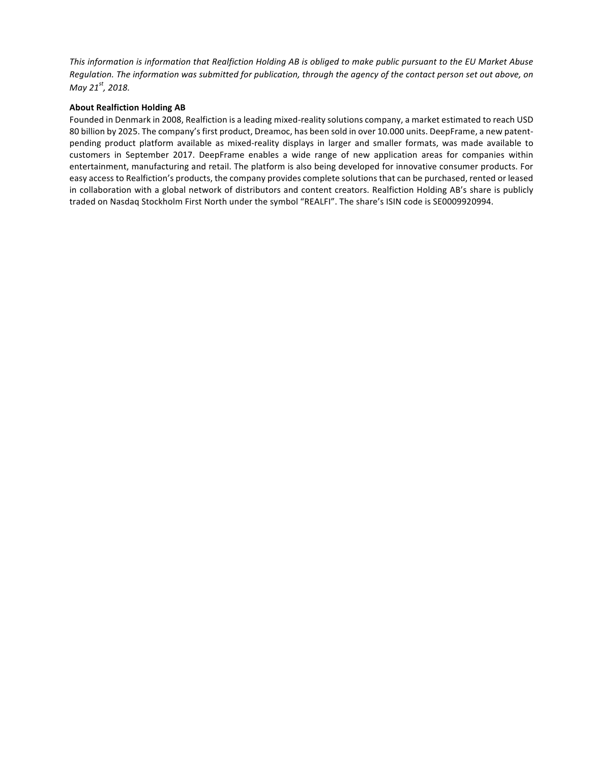*This information is information that Realfiction Holding AB is obliged to make public pursuant to the EU Market Abuse Regulation. The information was submitted for publication, through the agency of the contact person set out above, on May 21st, 2018.*

**About Realfiction Holding AB**

Founded in Denmark in 2008, Realfiction is a leading mixed-reality solutions company, a market estimated to reach USD 80 billion by 2025. The company's first product, Dreamoc, has been sold in over 10.000 units. DeepFrame, a new patent-pending product platform available as mixed-reality displays in larger and smaller formats, was made available to customers in September 2017. DeepFrame enables a wide range of new application areas for companies within entertainment, manufacturing and retail. The platform is also being developed for innovative consumer products. For easy access to Realfiction's products, the company provides complete solutions that can be purchased, rented or leased in collaboration with a global network of distributors and content creators. Realfiction Holding AB's share is publicly traded on Nasdaq Stockholm First North under the symbol "REALFI". The share's ISIN code is SE0009920994.